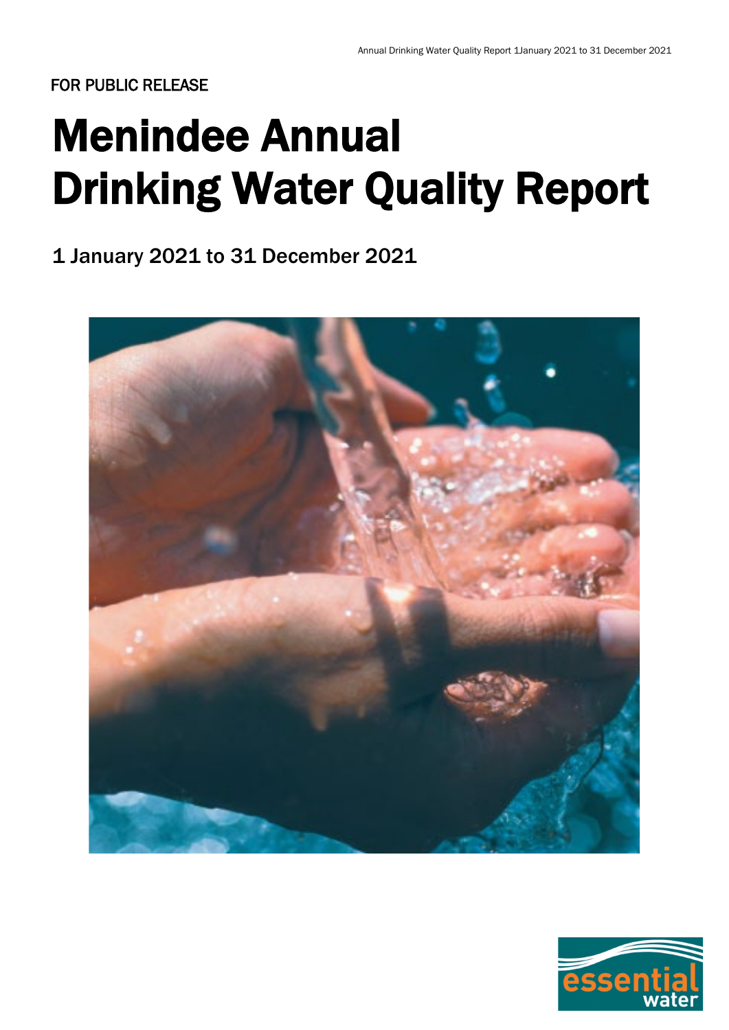FOR PUBLIC RELEASE

# Menindee Annual Drinking Water Quality Report

## 1 January 2021 to 31 December 2021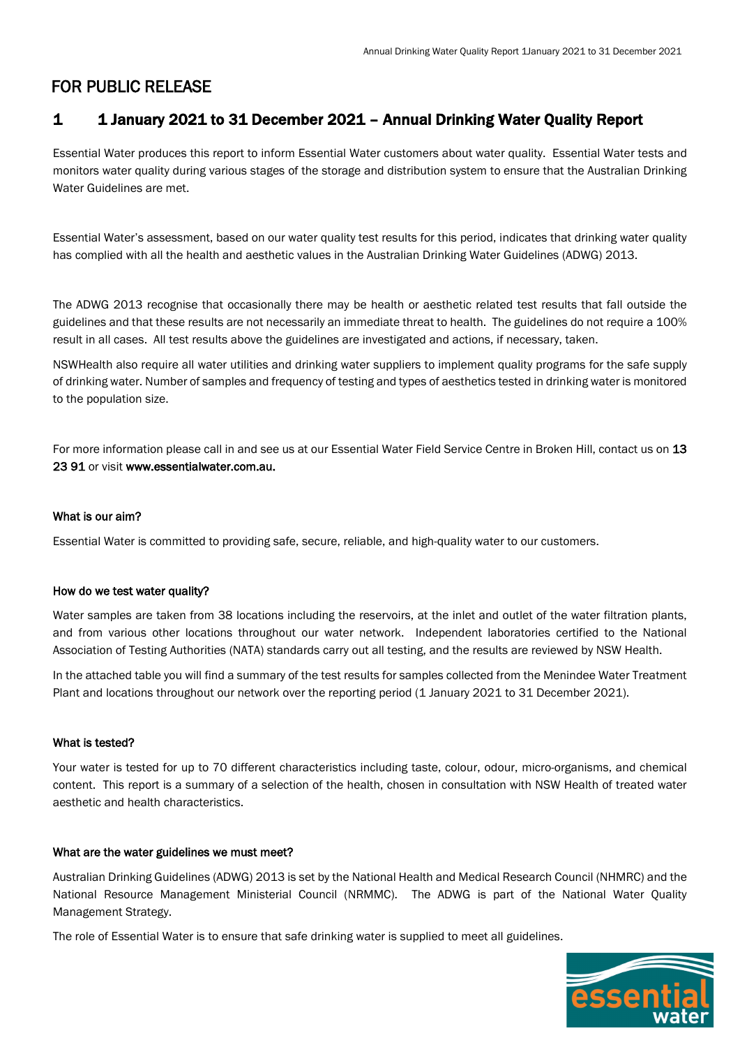FOR PUBLIC RELEASE

# 1 1 January 2021 to 31 December 2021 – Annual Drinking Water Quality Report

Essential Water produces this report to inform Essential Water customers about water quality. Essential Water tests and monitors water quality during various stages of the storage and distribution system to ensure that the Australian Drinking Water Guidelines are met.

Essential Water's assessment, based on our water quality test results for this period, indicates that drinking water quality has complied with all the health and aesthetic values in the Australian Drinking Water Guidelines (ADWG) 2013.

The ADWG 2013 recognise that occasionally there may be health or aesthetic related test results that fall outside the guidelines and that these results are not necessarily an immediate threat to health. The guidelines do not require a 100% result in all cases. All test results above the guidelines are investigated and actions, if necessary, taken.

NSWHealth also require all water utilities and drinking water suppliers to implement quality programs for the safe supply of drinking water. Number of samples and frequency of testing and types of aesthetics tested in drinking water is monitored to the population size.

For more information please call in and see us at our Essential Water Field Service Centre in Broken Hill, contact us on **13 23 91** or visit **www.essentialwater.com.au.**

#### What is our aim?

Essential Water is committed to providing safe, secure, reliable, and high-quality water to our customers.

#### How do we test water quality?

Water samples are taken from 38 locations including the reservoirs, at the inlet and outlet of the water filtration plants, and from various other locations throughout our water network. Independent laboratories certified to the National Association of Testing Authorities (NATA) standards carry out all testing, and the results are reviewed by NSW Health.

In the attached table you will find a summary of the test results for samples collected from the Menindee Water Treatment Plant and locations throughout our network over the reporting period (1 January 2021 to 31 December 2021).

#### What is tested?

Your water is tested for up to 70 different characteristics including taste, colour, odour, micro-organisms, and chemical content. This report is a summary of a selection of the health, chosen in consultation with NSW Health of treated water aesthetic and health characteristics.

#### What are the water guidelines we must meet?

Australian Drinking Guidelines (ADWG) 2013 is set by the National Health and Medical Research Council (NHMRC) and the National Resource Management Ministerial Council (NRMMC). The ADWG is part of the National Water Quality Management Strategy.

The role of Essential Water is to ensure that safe drinking water is supplied to meet all guidelines.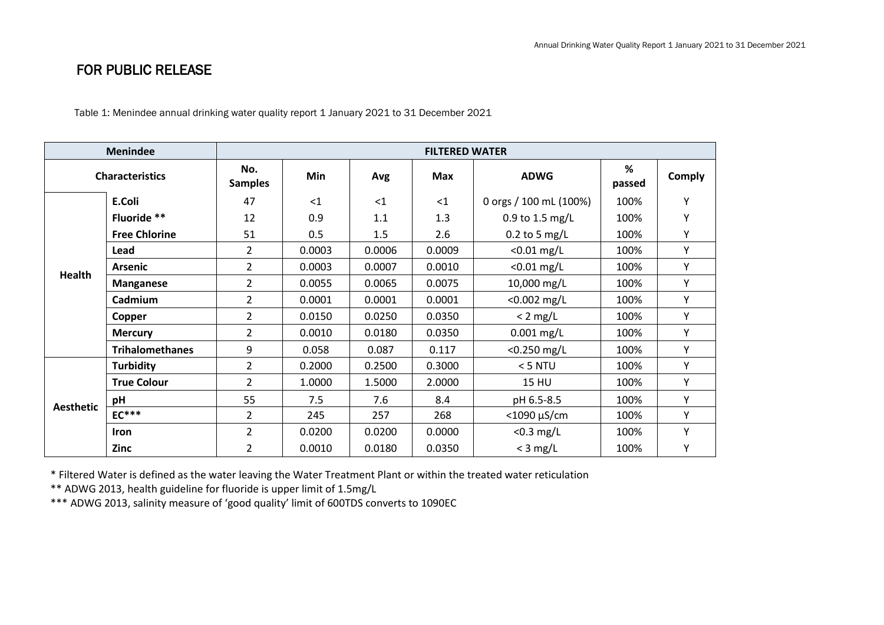## FOR PUBLIC RELEASE

Table 1: Menindee annual drinking water quality report 1 January 2021 to 31 December 2021

| Menindee | | FILTERED WATER | | | | | | |
|---|---|---|---|---|---|---|---|---|
| Characteristics | | No. Samples | Min | Avg | Max | ADWG | % passed | Comply |
| Health | **E.Coli** | 47 | <1 | <1 | <1 | 0 orgs / 100 mL (100%) | 100% | Y |
| | **Fluoride \*\*** | 12 | 0.9 | 1.1 | 1.3 | 0.9 to 1.5 mg/L | 100% | Y |
| | **Free Chlorine** | 51 | 0.5 | 1.5 | 2.6 | 0.2 to 5 mg/L | 100% | Y |
| | **Lead** | 2 | 0.0003 | 0.0006 | 0.0009 | <0.01 mg/L | 100% | Y |
| | **Arsenic** | 2 | 0.0003 | 0.0007 | 0.0010 | <0.01 mg/L | 100% | Y |
| | **Manganese** | 2 | 0.0055 | 0.0065 | 0.0075 | 10,000 mg/L | 100% | Y |
| | **Cadmium** | 2 | 0.0001 | 0.0001 | 0.0001 | <0.002 mg/L | 100% | Y |
| | **Copper** | 2 | 0.0150 | 0.0250 | 0.0350 | < 2 mg/L | 100% | Y |
| | **Mercury** | 2 | 0.0010 | 0.0180 | 0.0350 | 0.001 mg/L | 100% | Y |
| | **Trihalomethanes** | 9 | 0.058 | 0.087 | 0.117 | <0.250 mg/L | 100% | Y |
| Aesthetic | **Turbidity** | 2 | 0.2000 | 0.2500 | 0.3000 | < 5 NTU | 100% | Y |
| | **True Colour** | 2 | 1.0000 | 1.5000 | 2.0000 | 15 HU | 100% | Y |
| | **pH** | 55 | 7.5 | 7.6 | 8.4 | pH 6.5-8.5 | 100% | Y |
| | **EC\*\*\*** | 2 | 245 | 257 | 268 | <1090 µS/cm | 100% | Y |
| | **Iron** | 2 | 0.0200 | 0.0200 | 0.0000 | <0.3 mg/L | 100% | Y |
| | **Zinc** | 2 | 0.0010 | 0.0180 | 0.0350 | < 3 mg/L | 100% | Y |

\* Filtered Water is defined as the water leaving the Water Treatment Plant or within the treated water reticulation

\*\* ADWG 2013, health guideline for fluoride is upper limit of 1.5mg/L

\*\*\* ADWG 2013, salinity measure of 'good quality' limit of 600TDS converts to 1090EC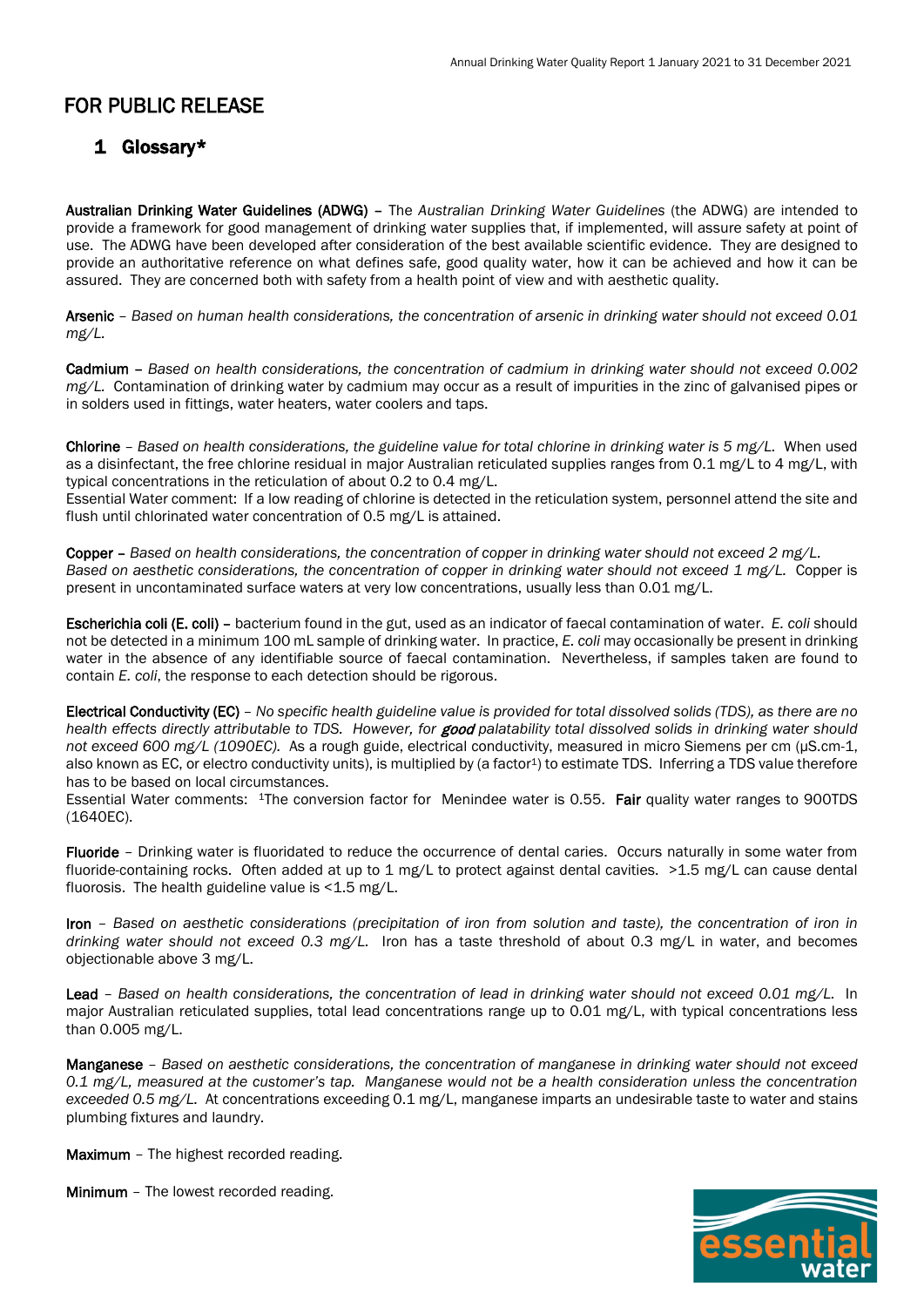# FOR PUBLIC RELEASE

## 1 Glossary*

**Australian Drinking Water Guidelines (ADWG)** – The *Australian Drinking Water Guidelines* (the ADWG) are intended to provide a framework for good management of drinking water supplies that, if implemented, will assure safety at point of use. The ADWG have been developed after consideration of the best available scientific evidence. They are designed to provide an authoritative reference on what defines safe, good quality water, how it can be achieved and how it can be assured. They are concerned both with safety from a health point of view and with aesthetic quality.

**Arsenic** – *Based on human health considerations, the concentration of arsenic in drinking water should not exceed 0.01 mg/L.*

**Cadmium** – *Based on health considerations, the concentration of cadmium in drinking water should not exceed 0.002 mg/L.* Contamination of drinking water by cadmium may occur as a result of impurities in the zinc of galvanised pipes or in solders used in fittings, water heaters, water coolers and taps.

**Chlorine** – *Based on health considerations, the guideline value for total chlorine in drinking water is 5 mg/L.* When used as a disinfectant, the free chlorine residual in major Australian reticulated supplies ranges from 0.1 mg/L to 4 mg/L, with typical concentrations in the reticulation of about 0.2 to 0.4 mg/L.
Essential Water comment: If a low reading of chlorine is detected in the reticulation system, personnel attend the site and flush until chlorinated water concentration of 0.5 mg/L is attained.

**Copper** – *Based on health considerations, the concentration of copper in drinking water should not exceed 2 mg/L. Based on aesthetic considerations, the concentration of copper in drinking water should not exceed 1 mg/L.* Copper is present in uncontaminated surface waters at very low concentrations, usually less than 0.01 mg/L.

**Escherichia coli (E. coli)** – bacterium found in the gut, used as an indicator of faecal contamination of water. *E. coli* should not be detected in a minimum 100 mL sample of drinking water. In practice, *E. coli* may occasionally be present in drinking water in the absence of any identifiable source of faecal contamination. Nevertheless, if samples taken are found to contain *E. coli*, the response to each detection should be rigorous.

**Electrical Conductivity (EC)** – *No specific health guideline value is provided for total dissolved solids (TDS), as there are no health effects directly attributable to TDS. However, for **good** palatability total dissolved solids in drinking water should not exceed 600 mg/L (1090EC).* As a rough guide, electrical conductivity, measured in micro Siemens per cm (μS.cm-1, also known as EC, or electro conductivity units), is multiplied by (a factor[1]) to estimate TDS. Inferring a TDS value therefore has to be based on local circumstances.
Essential Water comments: [1]The conversion factor for Menindee water is 0.55. **Fair** quality water ranges to 900TDS (1640EC).

**Fluoride** – Drinking water is fluoridated to reduce the occurrence of dental caries. Occurs naturally in some water from fluoride-containing rocks. Often added at up to 1 mg/L to protect against dental cavities. >1.5 mg/L can cause dental fluorosis. The health guideline value is <1.5 mg/L.

**Iron** – *Based on aesthetic considerations (precipitation of iron from solution and taste), the concentration of iron in drinking water should not exceed 0.3 mg/L.* Iron has a taste threshold of about 0.3 mg/L in water, and becomes objectionable above 3 mg/L.

**Lead** – *Based on health considerations, the concentration of lead in drinking water should not exceed 0.01 mg/L.* In major Australian reticulated supplies, total lead concentrations range up to 0.01 mg/L, with typical concentrations less than 0.005 mg/L.

**Manganese** – *Based on aesthetic considerations, the concentration of manganese in drinking water should not exceed 0.1 mg/L, measured at the customer's tap. Manganese would not be a health consideration unless the concentration exceeded 0.5 mg/L.* At concentrations exceeding 0.1 mg/L, manganese imparts an undesirable taste to water and stains plumbing fixtures and laundry.

**Maximum** – The highest recorded reading.

**Minimum** – The lowest recorded reading.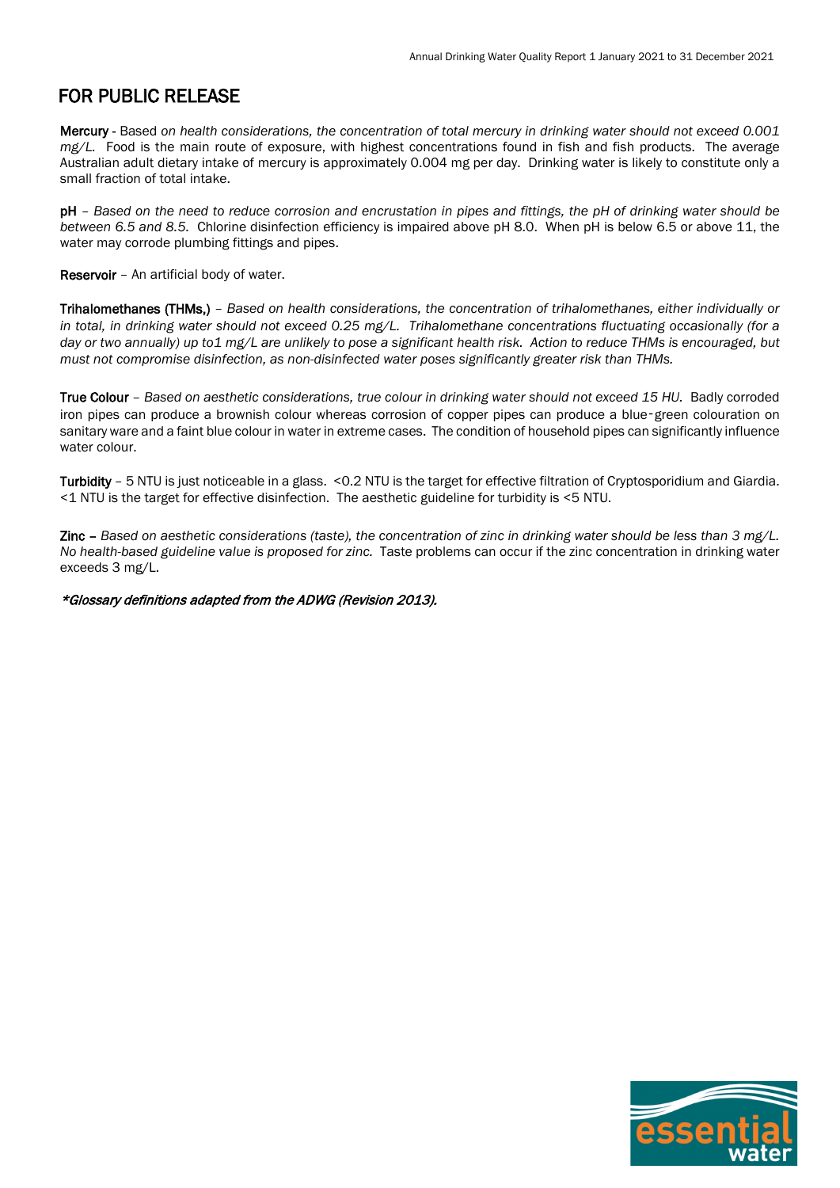# FOR PUBLIC RELEASE

**Mercury** - Based *on health considerations, the concentration of total mercury in drinking water should not exceed 0.001 mg/L.* Food is the main route of exposure, with highest concentrations found in fish and fish products. The average Australian adult dietary intake of mercury is approximately 0.004 mg per day. Drinking water is likely to constitute only a small fraction of total intake.

**pH** – *Based on the need to reduce corrosion and encrustation in pipes and fittings, the pH of drinking water should be between 6.5 and 8.5.* Chlorine disinfection efficiency is impaired above pH 8.0. When pH is below 6.5 or above 11, the water may corrode plumbing fittings and pipes.

**Reservoir** – An artificial body of water.

**Trihalomethanes (THMs,)** – *Based on health considerations, the concentration of trihalomethanes, either individually or in total, in drinking water should not exceed 0.25 mg/L. Trihalomethane concentrations fluctuating occasionally (for a day or two annually) up to1 mg/L are unlikely to pose a significant health risk. Action to reduce THMs is encouraged, but must not compromise disinfection, as non-disinfected water poses significantly greater risk than THMs.*

**True Colour** – *Based on aesthetic considerations, true colour in drinking water should not exceed 15 HU.* Badly corroded iron pipes can produce a brownish colour whereas corrosion of copper pipes can produce a blue-green colouration on sanitary ware and a faint blue colour in water in extreme cases. The condition of household pipes can significantly influence water colour.

**Turbidity** – 5 NTU is just noticeable in a glass. <0.2 NTU is the target for effective filtration of Cryptosporidium and Giardia. <1 NTU is the target for effective disinfection. The aesthetic guideline for turbidity is <5 NTU.

**Zinc** – *Based on aesthetic considerations (taste), the concentration of zinc in drinking water should be less than 3 mg/L. No health-based guideline value is proposed for zinc.* Taste problems can occur if the zinc concentration in drinking water exceeds 3 mg/L.

***Glossary definitions adapted from the ADWG (Revision 2013).***